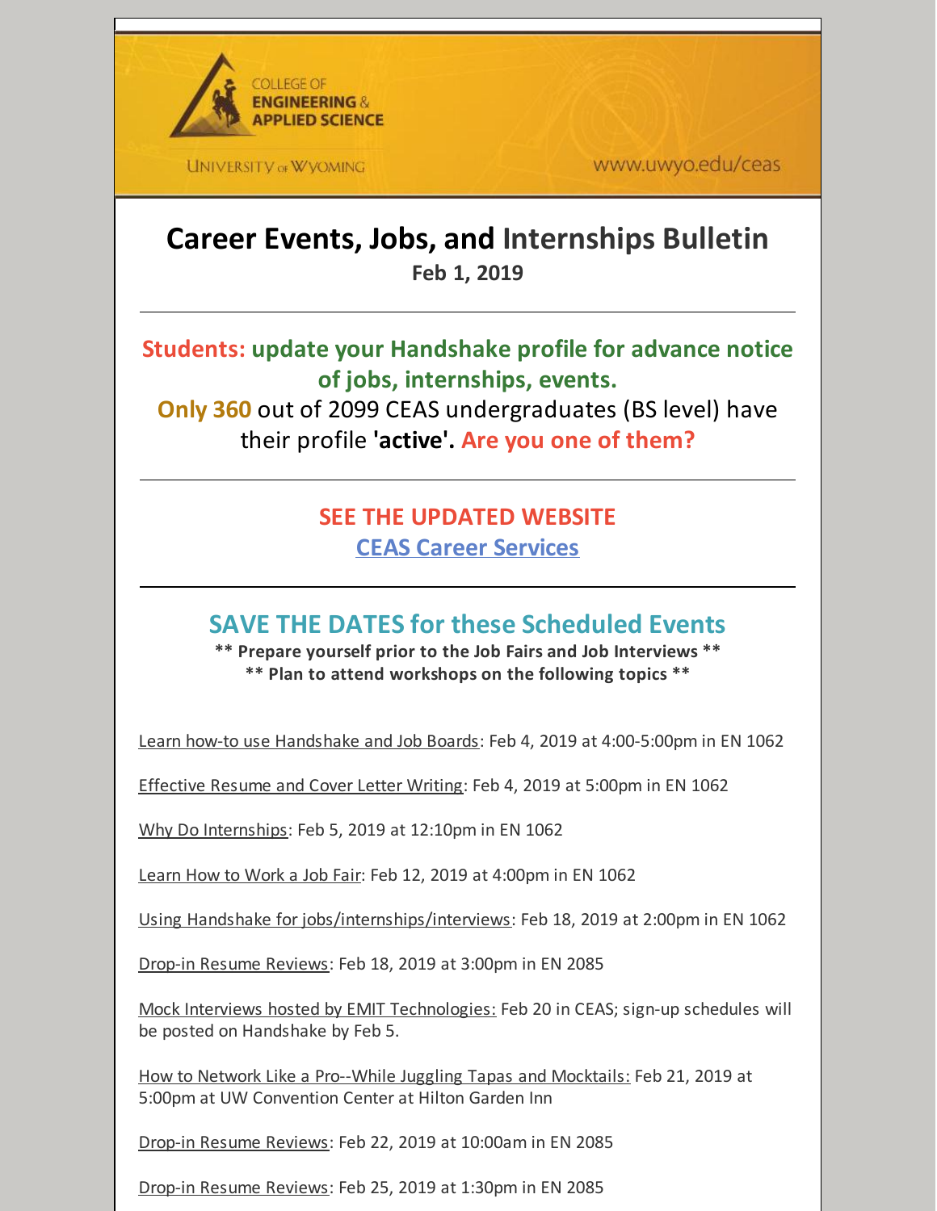COLLEGE OF ENGINEERING & APPLIED SCIENCE

UNIVERSITY of WYOMING

www.uwyo.edu/ceas

# Career Events, Jobs, and Internships Bulletin

**Feb 1, 2019**

---

## Students: update your Handshake profile for advance notice of jobs, internships, events.

**Only 360** out of 2099 CEAS undergraduates (BS level) have their profile **'active'. Are you one of them?**

---

## SEE THE UPDATED WEBSITE

## CEAS Career Services

---

## SAVE THE DATES for these Scheduled Events

**\*\* Prepare yourself prior to the Job Fairs and Job Interviews \*\***
**\*\* Plan to attend workshops on the following topics \*\***

Learn how-to use Handshake and Job Boards: Feb 4, 2019 at 4:00-5:00pm in EN 1062

Effective Resume and Cover Letter Writing: Feb 4, 2019 at 5:00pm in EN 1062

Why Do Internships: Feb 5, 2019 at 12:10pm in EN 1062

Learn How to Work a Job Fair: Feb 12, 2019 at 4:00pm in EN 1062

Using Handshake for jobs/internships/interviews: Feb 18, 2019 at 2:00pm in EN 1062

Drop-in Resume Reviews: Feb 18, 2019 at 3:00pm in EN 2085

Mock Interviews hosted by EMIT Technologies: Feb 20 in CEAS; sign-up schedules will be posted on Handshake by Feb 5.

How to Network Like a Pro--While Juggling Tapas and Mocktails: Feb 21, 2019 at 5:00pm at UW Convention Center at Hilton Garden Inn

Drop-in Resume Reviews: Feb 22, 2019 at 10:00am in EN 2085

Drop-in Resume Reviews: Feb 25, 2019 at 1:30pm in EN 2085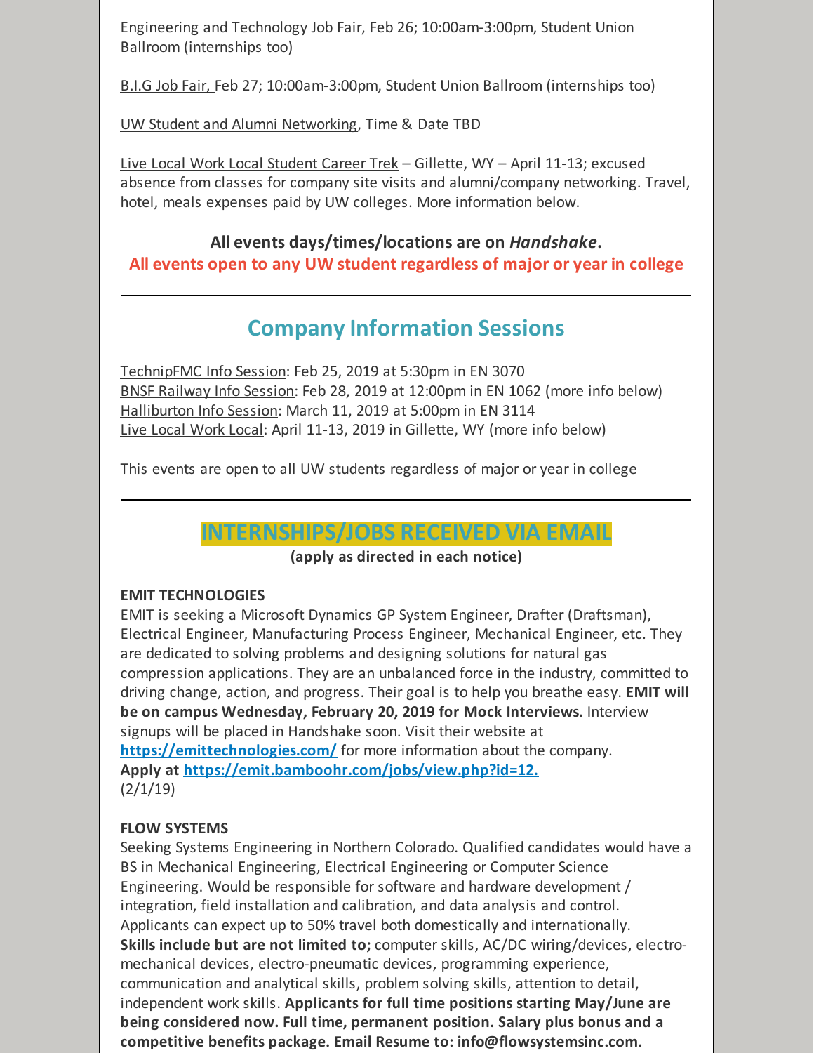Engineering and Technology Job Fair, Feb 26; 10:00am-3:00pm, Student Union Ballroom (internships too)

B.I.G Job Fair, Feb 27; 10:00am-3:00pm, Student Union Ballroom (internships too)

UW Student and Alumni Networking, Time & Date TBD

Live Local Work Local Student Career Trek – Gillette, WY – April 11-13; excused absence from classes for company site visits and alumni/company networking. Travel, hotel, meals expenses paid by UW colleges. More information below.

**All events days/times/locations are on *Handshake*.**

**All events open to any UW student regardless of major or year in college**

---

## Company Information Sessions

TechnipFMC Info Session: Feb 25, 2019 at 5:30pm in EN 3070
BNSF Railway Info Session: Feb 28, 2019 at 12:00pm in EN 1062 (more info below)
Halliburton Info Session: March 11, 2019 at 5:00pm in EN 3114
Live Local Work Local: April 11-13, 2019 in Gillette, WY (more info below)

This events are open to all UW students regardless of major or year in college

---

## INTERNSHIPS/JOBS RECEIVED VIA EMAIL

**(apply as directed in each notice)**

**EMIT TECHNOLOGIES**

EMIT is seeking a Microsoft Dynamics GP System Engineer, Drafter (Draftsman), Electrical Engineer, Manufacturing Process Engineer, Mechanical Engineer, etc. They are dedicated to solving problems and designing solutions for natural gas compression applications. They are an unbalanced force in the industry, committed to driving change, action, and progress. Their goal is to help you breathe easy. **EMIT will be on campus Wednesday, February 20, 2019 for Mock Interviews.** Interview signups will be placed in Handshake soon. Visit their website at **https://emittechnologies.com/** for more information about the company. **Apply at https://emit.bamboohr.com/jobs/view.php?id=12.**
(2/1/19)

**FLOW SYSTEMS**

Seeking Systems Engineering in Northern Colorado. Qualified candidates would have a BS in Mechanical Engineering, Electrical Engineering or Computer Science Engineering. Would be responsible for software and hardware development / integration, field installation and calibration, and data analysis and control. Applicants can expect up to 50% travel both domestically and internationally. **Skills include but are not limited to;** computer skills, AC/DC wiring/devices, electro-mechanical devices, electro-pneumatic devices, programming experience, communication and analytical skills, problem solving skills, attention to detail, independent work skills. **Applicants for full time positions starting May/June are being considered now. Full time, permanent position. Salary plus bonus and a competitive benefits package. Email Resume to: info@flowsystemsinc.com.**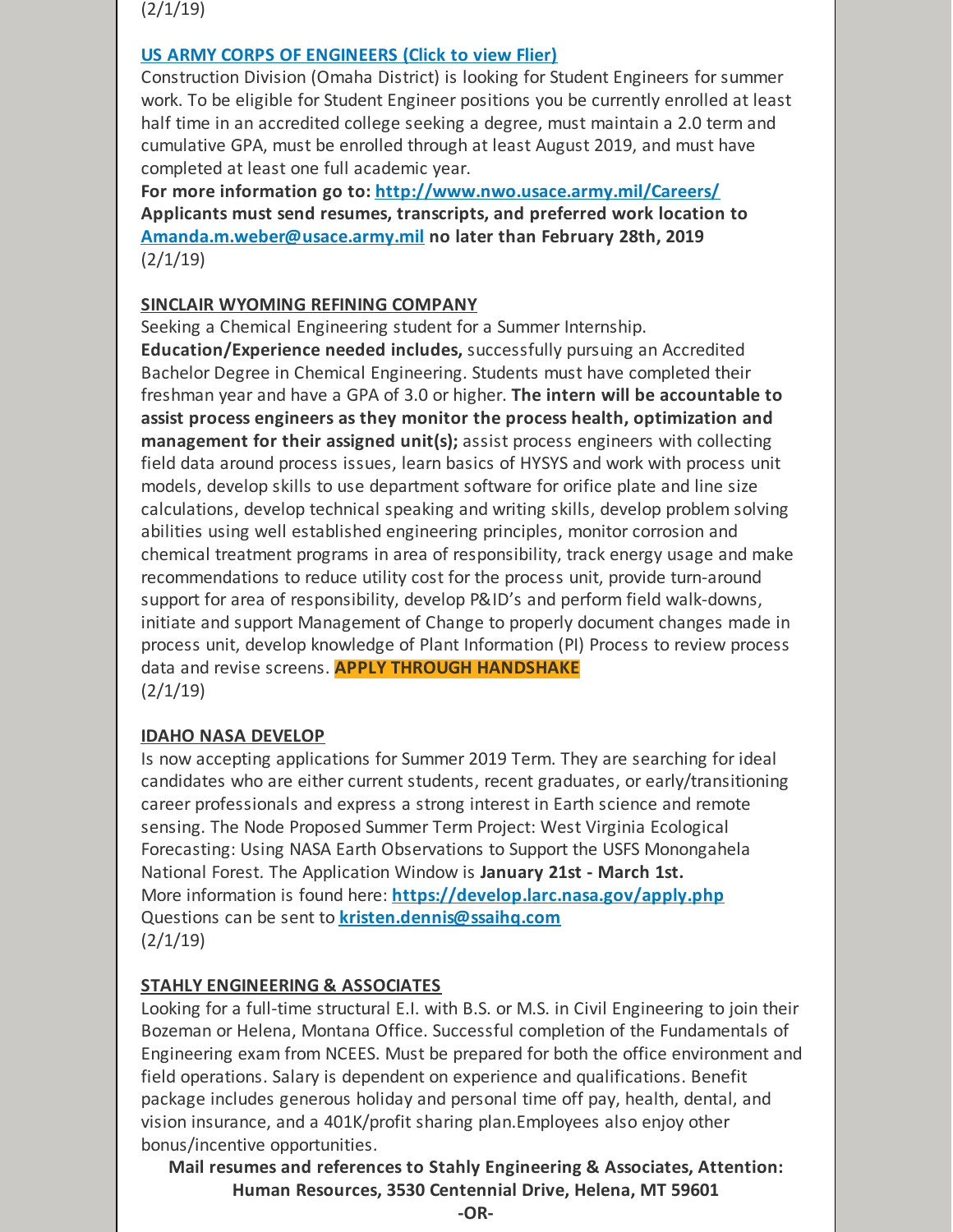(2/1/19)

**[US ARMY CORPS OF ENGINEERS (Click to view Flier)](#)**

Construction Division (Omaha District) is looking for Student Engineers for summer work. To be eligible for Student Engineer positions you be currently enrolled at least half time in an accredited college seeking a degree, must maintain a 2.0 term and cumulative GPA, must be enrolled through at least August 2019, and must have completed at least one full academic year.

**For more information go to: http://www.nwo.usace.army.mil/Careers/**

**Applicants must send resumes, transcripts, and preferred work location to Amanda.m.weber@usace.army.mil no later than February 28th, 2019**

(2/1/19)

**SINCLAIR WYOMING REFINING COMPANY**

Seeking a Chemical Engineering student for a Summer Internship. **Education/Experience needed includes,** successfully pursuing an Accredited Bachelor Degree in Chemical Engineering. Students must have completed their freshman year and have a GPA of 3.0 or higher. **The intern will be accountable to assist process engineers as they monitor the process health, optimization and management for their assigned unit(s);** assist process engineers with collecting field data around process issues, learn basics of HYSYS and work with process unit models, develop skills to use department software for orifice plate and line size calculations, develop technical speaking and writing skills, develop problem solving abilities using well established engineering principles, monitor corrosion and chemical treatment programs in area of responsibility, track energy usage and make recommendations to reduce utility cost for the process unit, provide turn-around support for area of responsibility, develop P&ID's and perform field walk-downs, initiate and support Management of Change to properly document changes made in process unit, develop knowledge of Plant Information (PI) Process to review process data and revise screens. **APPLY THROUGH HANDSHAKE**

(2/1/19)

**IDAHO NASA DEVELOP**

Is now accepting applications for Summer 2019 Term. They are searching for ideal candidates who are either current students, recent graduates, or early/transitioning career professionals and express a strong interest in Earth science and remote sensing. The Node Proposed Summer Term Project: West Virginia Ecological Forecasting: Using NASA Earth Observations to Support the USFS Monongahela National Forest. The Application Window is **January 21st - March 1st.**

More information is found here: **https://develop.larc.nasa.gov/apply.php**

Questions can be sent to **kristen.dennis@ssaihq.com**

(2/1/19)

**STAHLY ENGINEERING & ASSOCIATES**

Looking for a full-time structural E.I. with B.S. or M.S. in Civil Engineering to join their Bozeman or Helena, Montana Office. Successful completion of the Fundamentals of Engineering exam from NCEES. Must be prepared for both the office environment and field operations. Salary is dependent on experience and qualifications. Benefit package includes generous holiday and personal time off pay, health, dental, and vision insurance, and a 401K/profit sharing plan.Employees also enjoy other bonus/incentive opportunities.

**Mail resumes and references to Stahly Engineering & Associates, Attention: Human Resources, 3530 Centennial Drive, Helena, MT 59601**

**-OR-**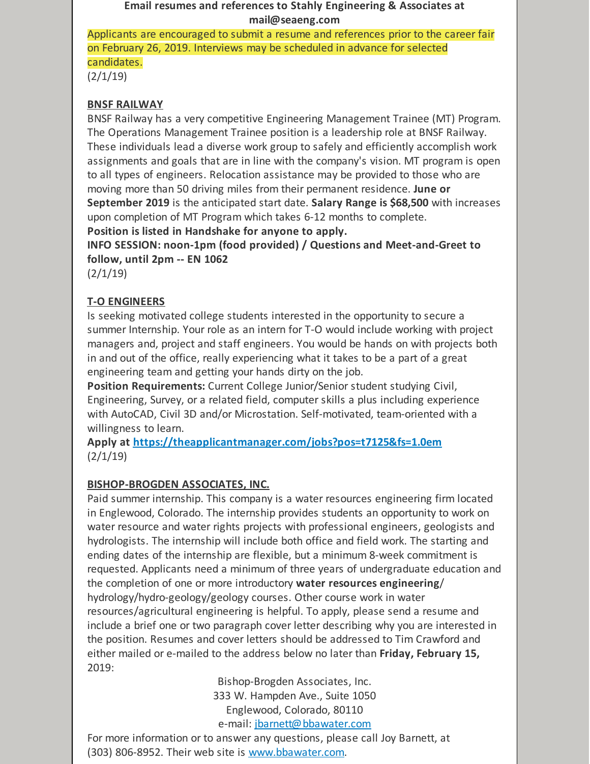**Email resumes and references to Stahly Engineering & Associates at mail@seaeng.com**

Applicants are encouraged to submit a resume and references prior to the career fair on February 26, 2019. Interviews may be scheduled in advance for selected candidates.
(2/1/19)

**BNSF RAILWAY**

BNSF Railway has a very competitive Engineering Management Trainee (MT) Program. The Operations Management Trainee position is a leadership role at BNSF Railway. These individuals lead a diverse work group to safely and efficiently accomplish work assignments and goals that are in line with the company's vision. MT program is open to all types of engineers. Relocation assistance may be provided to those who are moving more than 50 driving miles from their permanent residence. **June or September 2019** is the anticipated start date. **Salary Range is $68,500** with increases upon completion of MT Program which takes 6-12 months to complete.
**Position is listed in Handshake for anyone to apply.**
**INFO SESSION: noon-1pm (food provided) / Questions and Meet-and-Greet to follow, until 2pm -- EN 1062**
(2/1/19)

**T-O ENGINEERS**

Is seeking motivated college students interested in the opportunity to secure a summer Internship. Your role as an intern for T-O would include working with project managers and, project and staff engineers. You would be hands on with projects both in and out of the office, really experiencing what it takes to be a part of a great engineering team and getting your hands dirty on the job.
**Position Requirements:** Current College Junior/Senior student studying Civil, Engineering, Survey, or a related field, computer skills a plus including experience with AutoCAD, Civil 3D and/or Microstation. Self-motivated, team-oriented with a willingness to learn.
**Apply at https://theapplicantmanager.com/jobs?pos=t7125&fs=1.0em**
(2/1/19)

**BISHOP-BROGDEN ASSOCIATES, INC.**

Paid summer internship. This company is a water resources engineering firm located in Englewood, Colorado. The internship provides students an opportunity to work on water resource and water rights projects with professional engineers, geologists and hydrologists. The internship will include both office and field work. The starting and ending dates of the internship are flexible, but a minimum 8-week commitment is requested. Applicants need a minimum of three years of undergraduate education and the completion of one or more introductory **water resources engineering**/ hydrology/hydro-geology/geology courses. Other course work in water resources/agricultural engineering is helpful. To apply, please send a resume and include a brief one or two paragraph cover letter describing why you are interested in the position. Resumes and cover letters should be addressed to Tim Crawford and either mailed or e-mailed to the address below no later than **Friday, February 15,** 2019:

Bishop-Brogden Associates, Inc.
333 W. Hampden Ave., Suite 1050
Englewood, Colorado, 80110
e-mail: jbarnett@bbawater.com

For more information or to answer any questions, please call Joy Barnett, at (303) 806-8952. Their web site is www.bbawater.com.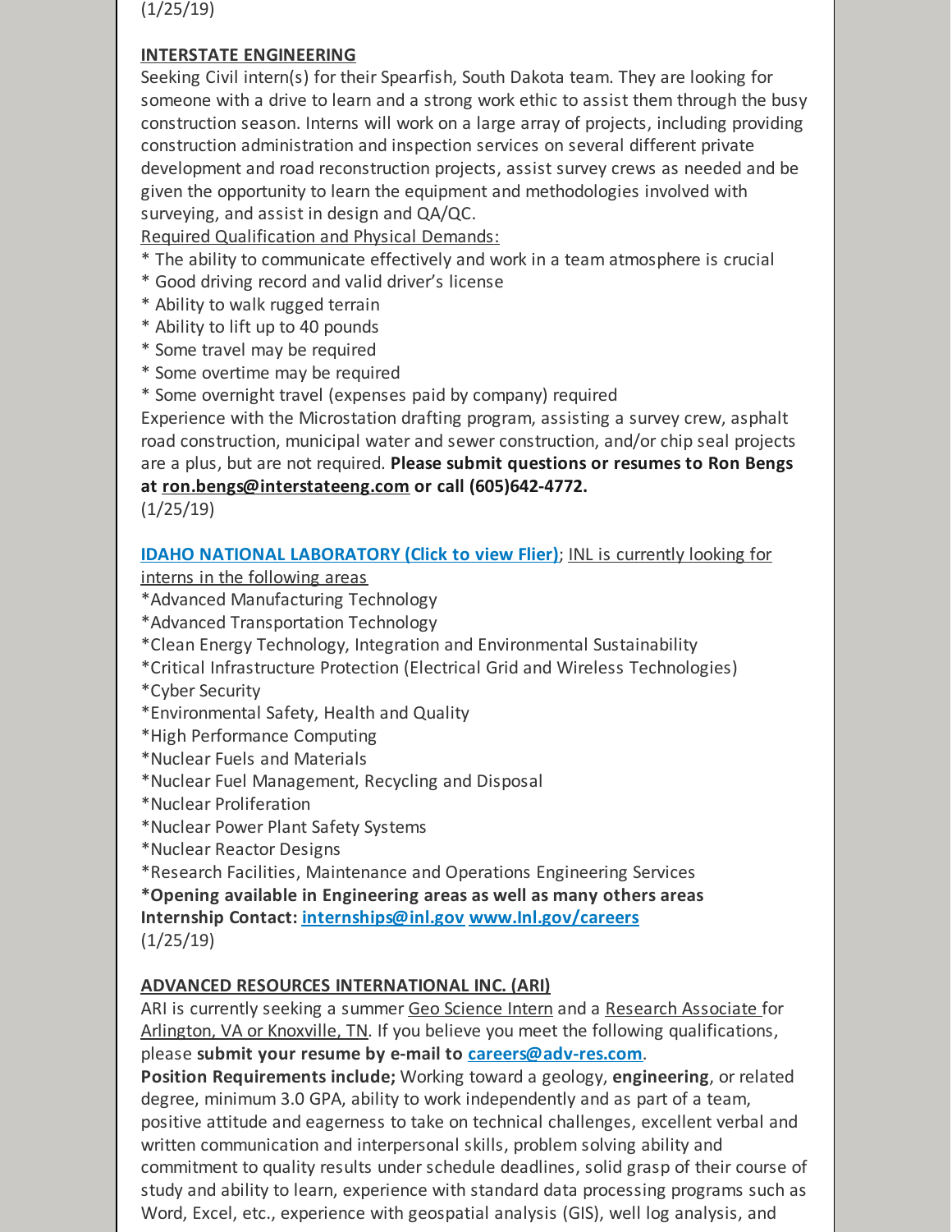(1/25/19)

**INTERSTATE ENGINEERING**

Seeking Civil intern(s) for their Spearfish, South Dakota team. They are looking for someone with a drive to learn and a strong work ethic to assist them through the busy construction season. Interns will work on a large array of projects, including providing construction administration and inspection services on several different private development and road reconstruction projects, assist survey crews as needed and be given the opportunity to learn the equipment and methodologies involved with surveying, and assist in design and QA/QC.

Required Qualification and Physical Demands:

* The ability to communicate effectively and work in a team atmosphere is crucial
* Good driving record and valid driver's license
* Ability to walk rugged terrain
* Ability to lift up to 40 pounds
* Some travel may be required
* Some overtime may be required
* Some overnight travel (expenses paid by company) required

Experience with the Microstation drafting program, assisting a survey crew, asphalt road construction, municipal water and sewer construction, and/or chip seal projects are a plus, but are not required. **Please submit questions or resumes to Ron Bengs at ron.bengs@interstateeng.com or call (605)642-4772.**

(1/25/19)

**IDAHO NATIONAL LABORATORY (Click to view Flier)**; INL is currently looking for interns in the following areas

*Advanced Manufacturing Technology
*Advanced Transportation Technology
*Clean Energy Technology, Integration and Environmental Sustainability
*Critical Infrastructure Protection (Electrical Grid and Wireless Technologies)
*Cyber Security
*Environmental Safety, Health and Quality
*High Performance Computing
*Nuclear Fuels and Materials
*Nuclear Fuel Management, Recycling and Disposal
*Nuclear Proliferation
*Nuclear Power Plant Safety Systems
*Nuclear Reactor Designs
*Research Facilities, Maintenance and Operations Engineering Services
**\*Opening available in Engineering areas as well as many others areas**
**Internship Contact: internships@inl.gov www.Inl.gov/careers**

(1/25/19)

**ADVANCED RESOURCES INTERNATIONAL INC. (ARI)**

ARI is currently seeking a summer Geo Science Intern and a Research Associate for Arlington, VA or Knoxville, TN. If you believe you meet the following qualifications, please **submit your resume by e-mail to careers@adv-res.com**.

**Position Requirements include;** Working toward a geology, **engineering**, or related degree, minimum 3.0 GPA, ability to work independently and as part of a team, positive attitude and eagerness to take on technical challenges, excellent verbal and written communication and interpersonal skills, problem solving ability and commitment to quality results under schedule deadlines, solid grasp of their course of study and ability to learn, experience with standard data processing programs such as Word, Excel, etc., experience with geospatial analysis (GIS), well log analysis, and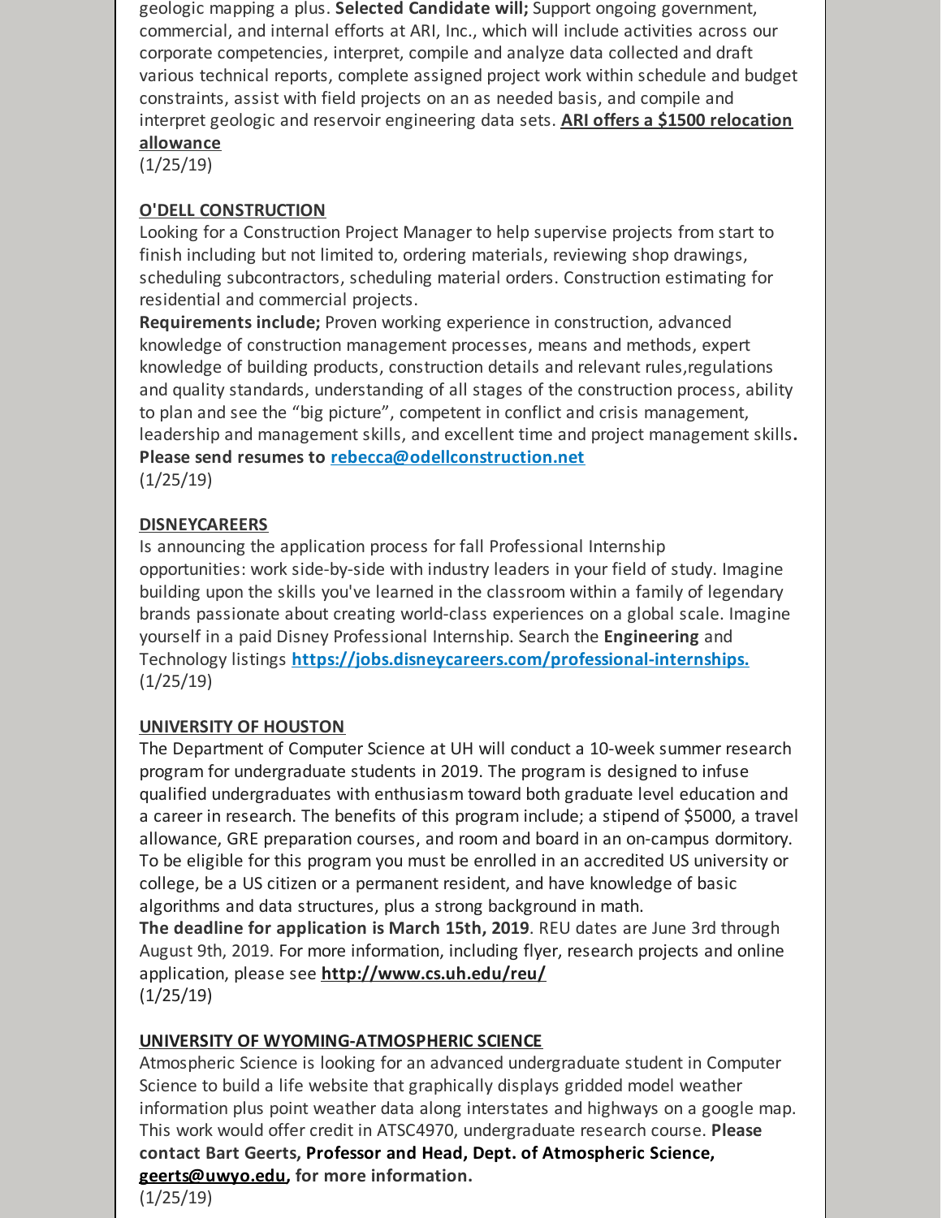geologic mapping a plus. **Selected Candidate will;** Support ongoing government, commercial, and internal efforts at ARI, Inc., which will include activities across our corporate competencies, interpret, compile and analyze data collected and draft various technical reports, complete assigned project work within schedule and budget constraints, assist with field projects on an as needed basis, and compile and interpret geologic and reservoir engineering data sets. **ARI offers a $1500 relocation allowance**
(1/25/19)

**O'DELL CONSTRUCTION**

Looking for a Construction Project Manager to help supervise projects from start to finish including but not limited to, ordering materials, reviewing shop drawings, scheduling subcontractors, scheduling material orders. Construction estimating for residential and commercial projects.

**Requirements include;** Proven working experience in construction, advanced knowledge of construction management processes, means and methods, expert knowledge of building products, construction details and relevant rules,regulations and quality standards, understanding of all stages of the construction process, ability to plan and see the "big picture", competent in conflict and crisis management, leadership and management skills, and excellent time and project management skills. **Please send resumes to rebecca@odellconstruction.net**
(1/25/19)

**DISNEYCAREERS**

Is announcing the application process for fall Professional Internship opportunities: work side-by-side with industry leaders in your field of study. Imagine building upon the skills you've learned in the classroom within a family of legendary brands passionate about creating world-class experiences on a global scale. Imagine yourself in a paid Disney Professional Internship. Search the **Engineering** and Technology listings **https://jobs.disneycareers.com/professional-internships.**
(1/25/19)

**UNIVERSITY OF HOUSTON**

The Department of Computer Science at UH will conduct a 10-week summer research program for undergraduate students in 2019. The program is designed to infuse qualified undergraduates with enthusiasm toward both graduate level education and a career in research. The benefits of this program include; a stipend of $5000, a travel allowance, GRE preparation courses, and room and board in an on-campus dormitory. To be eligible for this program you must be enrolled in an accredited US university or college, be a US citizen or a permanent resident, and have knowledge of basic algorithms and data structures, plus a strong background in math.

**The deadline for application is March 15th, 2019**. REU dates are June 3rd through August 9th, 2019. For more information, including flyer, research projects and online application, please see **http://www.cs.uh.edu/reu/**
(1/25/19)

**UNIVERSITY OF WYOMING-ATMOSPHERIC SCIENCE**

Atmospheric Science is looking for an advanced undergraduate student in Computer Science to build a life website that graphically displays gridded model weather information plus point weather data along interstates and highways on a google map. This work would offer credit in ATSC4970, undergraduate research course. **Please contact Bart Geerts, Professor and Head, Dept. of Atmospheric Science, geerts@uwyo.edu, for more information.**
(1/25/19)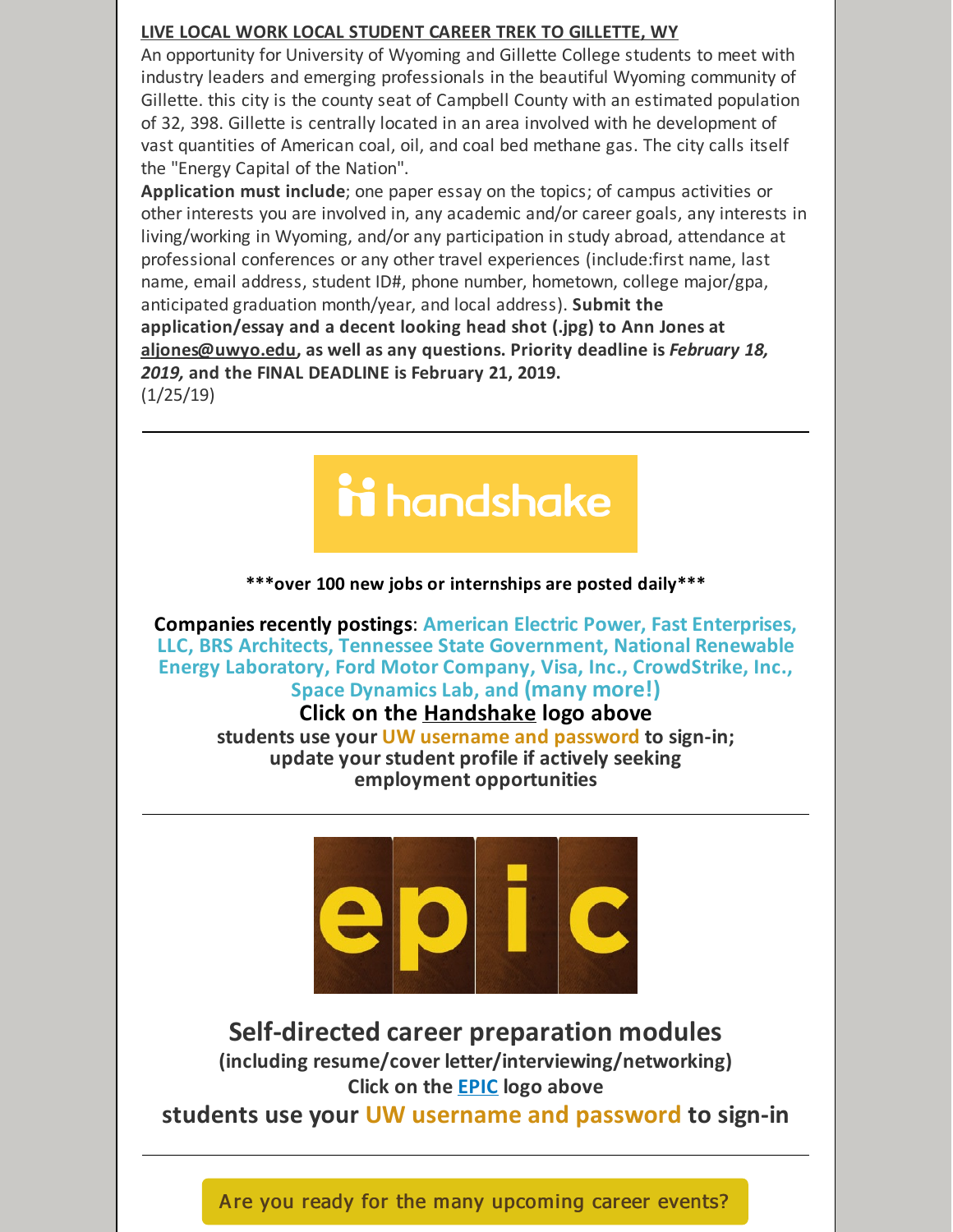**LIVE LOCAL WORK LOCAL STUDENT CAREER TREK TO GILLETTE, WY**

An opportunity for University of Wyoming and Gillette College students to meet with industry leaders and emerging professionals in the beautiful Wyoming community of Gillette. this city is the county seat of Campbell County with an estimated population of 32, 398. Gillette is centrally located in an area involved with he development of vast quantities of American coal, oil, and coal bed methane gas. The city calls itself the "Energy Capital of the Nation".

**Application must include**; one paper essay on the topics; of campus activities or other interests you are involved in, any academic and/or career goals, any interests in living/working in Wyoming, and/or any participation in study abroad, attendance at professional conferences or any other travel experiences (include:first name, last name, email address, student ID#, phone number, hometown, college major/gpa, anticipated graduation month/year, and local address). **Submit the application/essay and a decent looking head shot (.jpg) to Ann Jones at aljones@uwyo.edu, as well as any questions. Priority deadline is *February 18, 2019,* and the FINAL DEADLINE is February 21, 2019.**
(1/25/19)

---

handshake

**\*\*\*over 100 new jobs or internships are posted daily\*\*\***

**Companies recently postings**: **American Electric Power, Fast Enterprises, LLC, BRS Architects, Tennessee State Government, National Renewable Energy Laboratory, Ford Motor Company, Visa, Inc., CrowdStrike, Inc., Space Dynamics Lab, and (many more!)**

**Click on the Handshake logo above**

**students use your UW username and password to sign-in; update your student profile if actively seeking employment opportunities**

---

epic

**Self-directed career preparation modules**

**(including resume/cover letter/interviewing/networking)**

**Click on the EPIC logo above**

**students use your UW username and password to sign-in**

---

Are you ready for the many upcoming career events?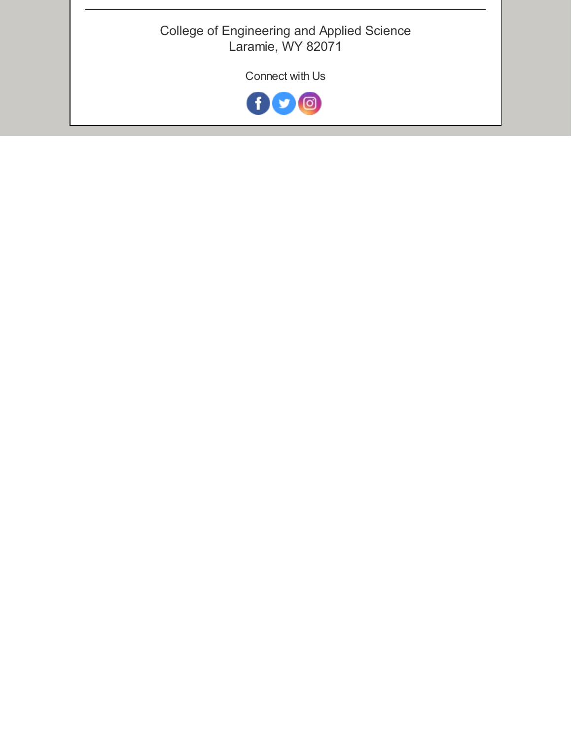---

College of Engineering and Applied Science
Laramie, WY 82071

Connect with Us